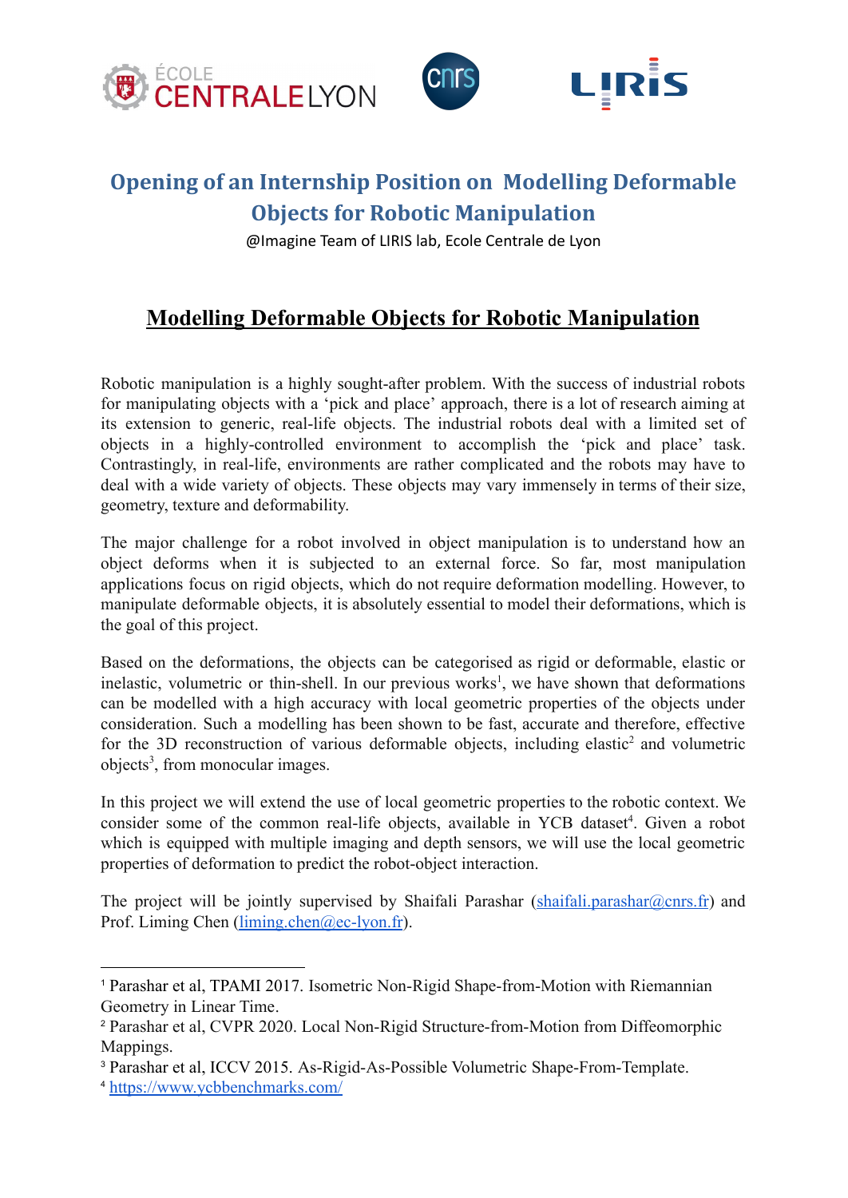# Opening of an Internship Position on Modelling Deformable Objects for Robotic Manipulation

@Imagine Team of LIRIS lab, Ecole Centrale de Lyon

## Modelling Deformable Objects for Robotic Manipulation

Robotic manipulation is a highly sought-after problem. With the success of industrial robots for manipulating objects with a 'pick and place' approach, there is a lot of research aiming at its extension to generic, real-life objects. The industrial robots deal with a limited set of objects in a highly-controlled environment to accomplish the 'pick and place' task. Contrastingly, in real-life, environments are rather complicated and the robots may have to deal with a wide variety of objects. These objects may vary immensely in terms of their size, geometry, texture and deformability.

The major challenge for a robot involved in object manipulation is to understand how an object deforms when it is subjected to an external force. So far, most manipulation applications focus on rigid objects, which do not require deformation modelling. However, to manipulate deformable objects, it is absolutely essential to model their deformations, which is the goal of this project.

Based on the deformations, the objects can be categorised as rigid or deformable, elastic or inelastic, volumetric or thin-shell. In our previous works[1], we have shown that deformations can be modelled with a high accuracy with local geometric properties of the objects under consideration. Such a modelling has been shown to be fast, accurate and therefore, effective for the 3D reconstruction of various deformable objects, including elastic[2] and volumetric objects[3], from monocular images.

In this project we will extend the use of local geometric properties to the robotic context. We consider some of the common real-life objects, available in YCB dataset[4]. Given a robot which is equipped with multiple imaging and depth sensors, we will use the local geometric properties of deformation to predict the robot-object interaction.

The project will be jointly supervised by Shaifali Parashar (shaifali.parashar@cnrs.fr) and Prof. Liming Chen (liming.chen@ec-lyon.fr).

---

[1] Parashar et al, TPAMI 2017. Isometric Non-Rigid Shape-from-Motion with Riemannian Geometry in Linear Time.

[2] Parashar et al, CVPR 2020. Local Non-Rigid Structure-from-Motion from Diffeomorphic Mappings.

[3] Parashar et al, ICCV 2015. As-Rigid-As-Possible Volumetric Shape-From-Template.

[4] https://www.ycbbenchmarks.com/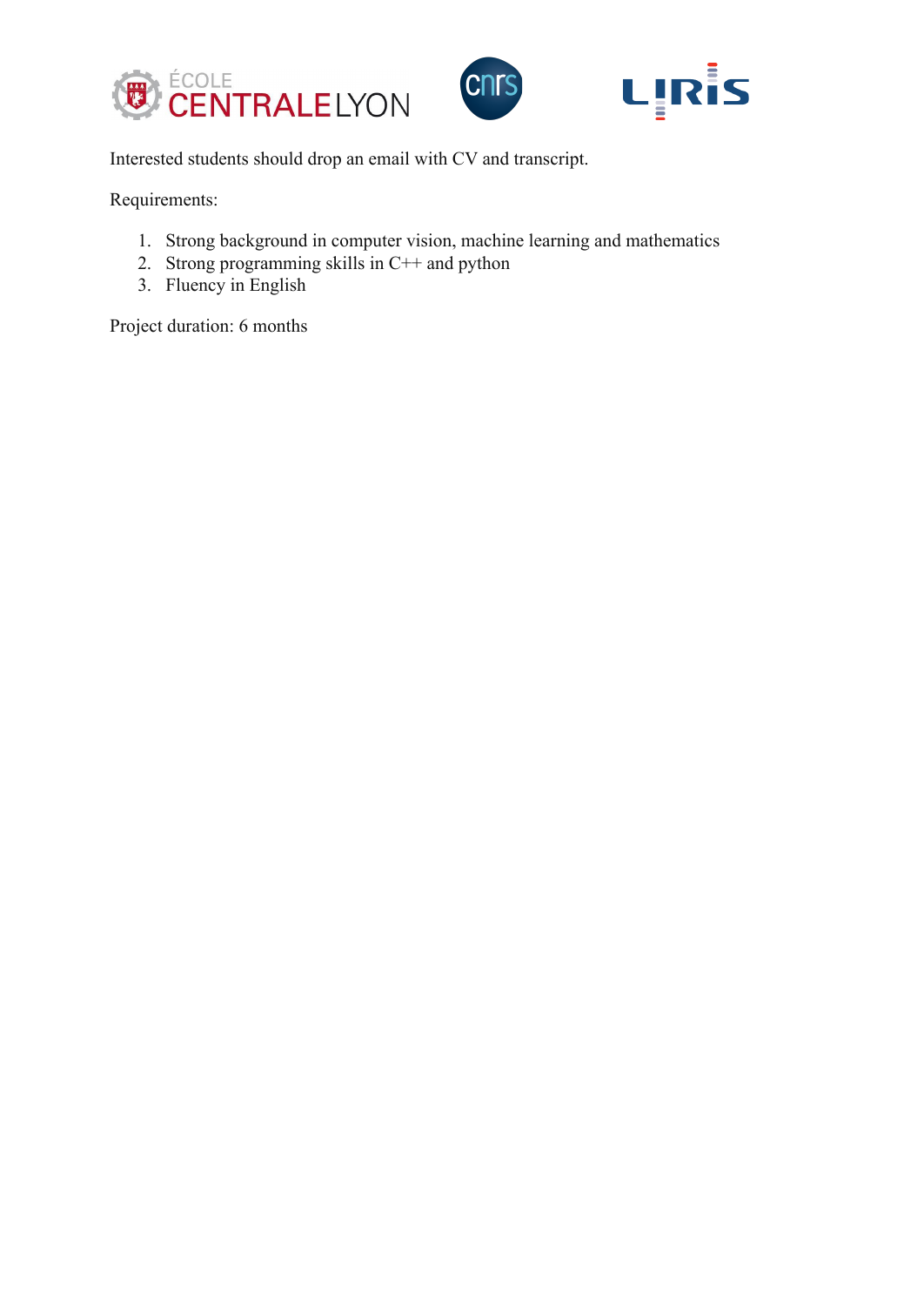Interested students should drop an email with CV and transcript.

Requirements:

1. Strong background in computer vision, machine learning and mathematics
2. Strong programming skills in C++ and python
3. Fluency in English

Project duration: 6 months